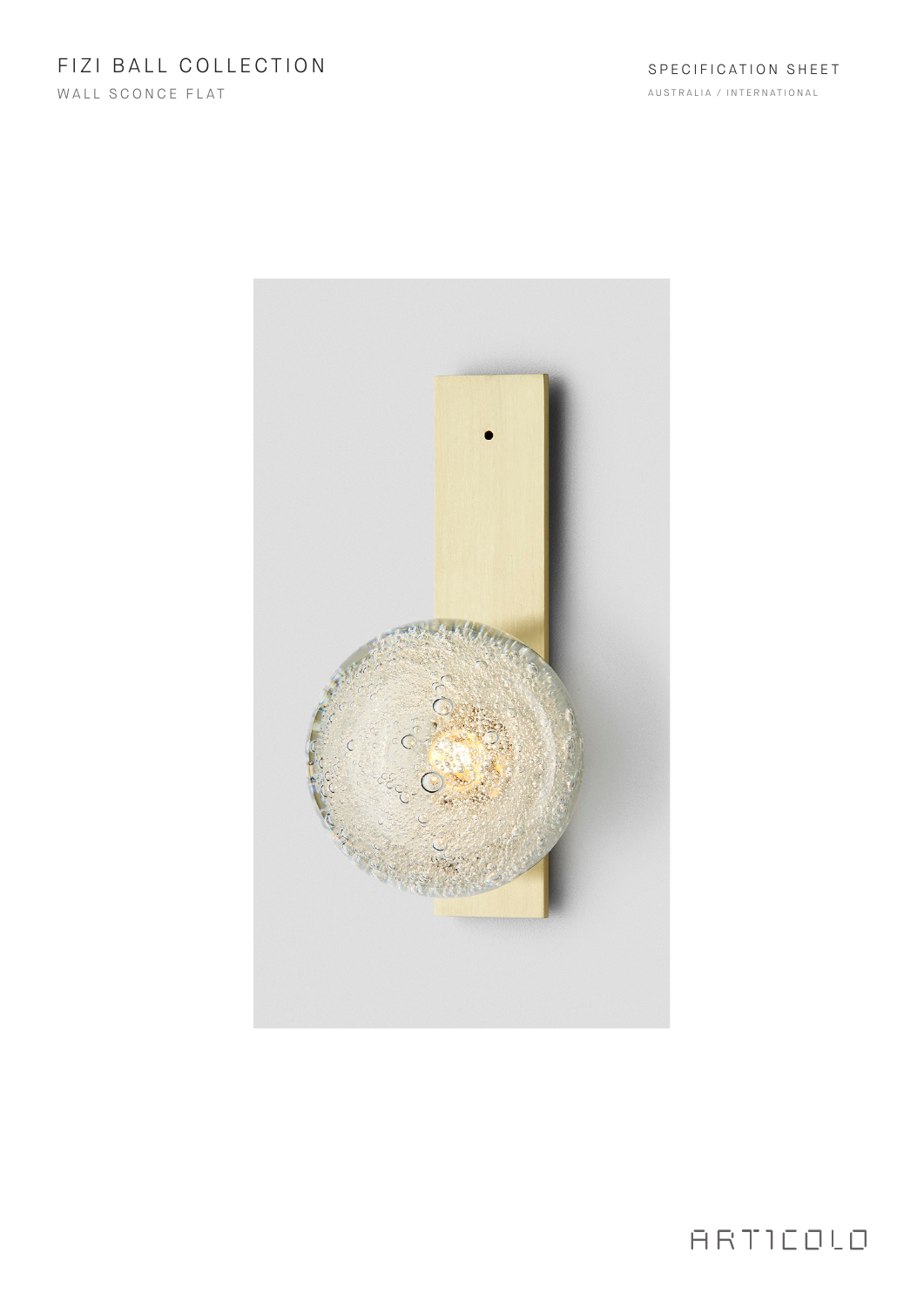# FIZI BALL COLLECTION

WALL SCONCE FLAT

SPECIFICATION SHEET

AUSTRALIA / INTERNATIONAL

ARTICOLO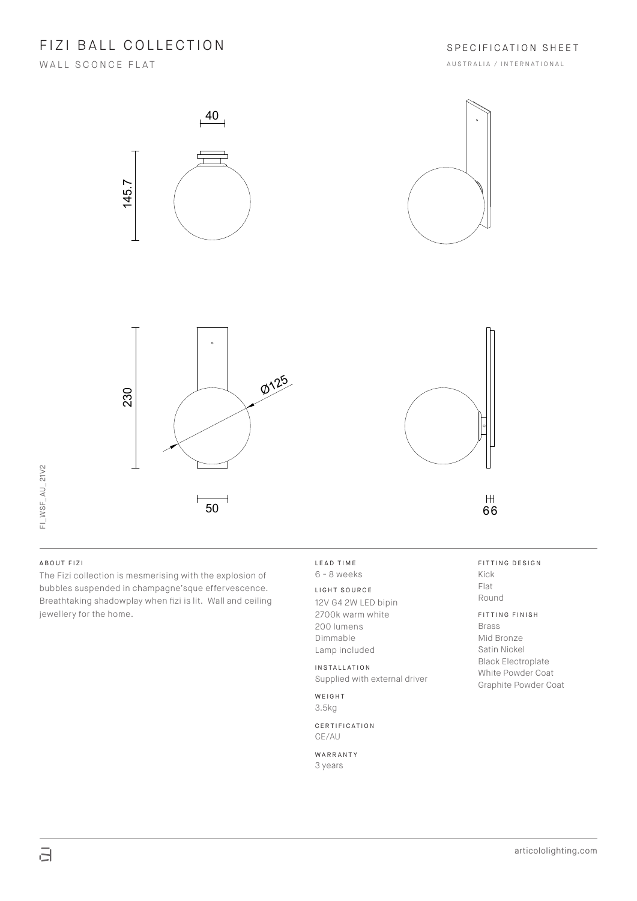# FIZI BALL COLLECTION

WALL SCONCE FLAT

SPECIFICATION SHEET

AUSTRALIA / INTERNATIONAL

40

145.7

230

Ø125

50

66

FI_WSF_AU_21V2

### ABOUT FIZI

The Fizi collection is mesmerising with the explosion of bubbles suspended in champagne'sque effervescence. Breathtaking shadowplay when fizi is lit. Wall and ceiling jewellery for the home.

### LEAD TIME

6 - 8 weeks

### LIGHT SOURCE

12V G4 2W LED bipin
2700k warm white
200 lumens
Dimmable
Lamp included

### INSTALLATION

Supplied with external driver

### WEIGHT

3.5kg

### CERTIFICATION

CE/AU

### WARRANTY

3 years

### FITTING DESIGN

Kick
Flat
Round

### FITTING FINISH

Brass
Mid Bronze
Satin Nickel
Black Electroplate
White Powder Coat
Graphite Powder Coat

articololighting.com